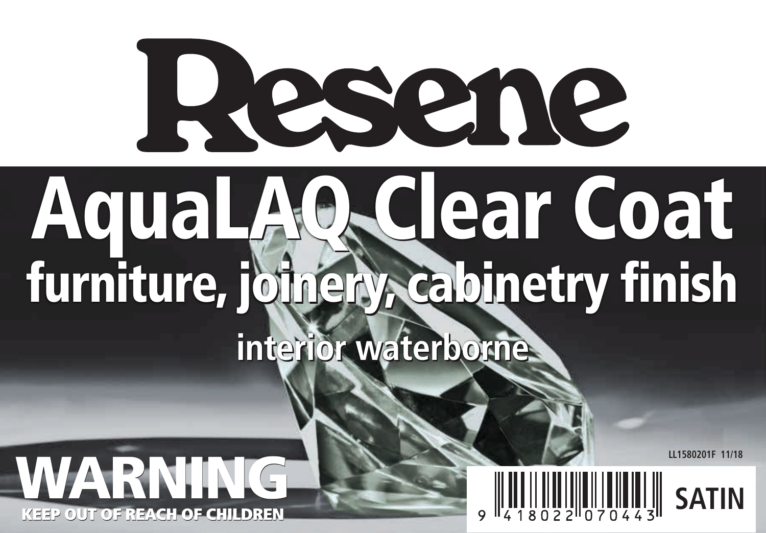# Resene

# AquaLAQ Clear Coat

## furniture, joinery, cabinetry finish

### interior waterborne

**WARNING**

**KEEP OUT OF REACH OF CHILDREN**

LL1580201F 11/18

9 418022 070443

**SATIN**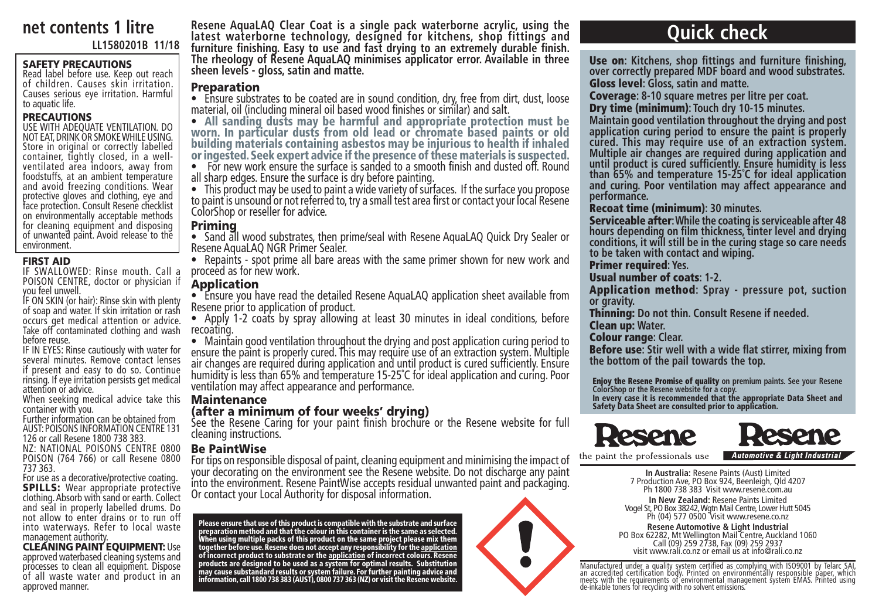## net contents 1 litre

**LL1580201B 11/18**

### SAFETY PRECAUTIONS

Read label before use. Keep out reach of children. Causes skin irritation. Causes serious eye irritation. Harmful to aquatic life.

### PRECAUTIONS

USE WITH ADEQUATE VENTILATION. DO NOT EAT, DRINK OR SMOKE WHILE USING. Store in original or correctly labelled container, tightly closed, in a well-ventilated area indoors, away from foodstuffs, at an ambient temperature and avoid freezing conditions. Wear protective gloves and clothing, eye and face protection. Consult Resene checklist on environmentally acceptable methods for cleaning equipment and disposing of unwanted paint. Avoid release to the environment.

### FIRST AID

IF SWALLOWED: Rinse mouth. Call a POISON CENTRE, doctor or physician if you feel unwell.

IF ON SKIN (or hair): Rinse skin with plenty of soap and water. If skin irritation or rash occurs get medical attention or advice. Take off contaminated clothing and wash before reuse.

IF IN EYES: Rinse cautiously with water for several minutes. Remove contact lenses if present and easy to do so. Continue rinsing. If eye irritation persists get medical attention or advice.

When seeking medical advice take this container with you.

Further information can be obtained from AUST: POISONS INFORMATION CENTRE 131 126 or call Resene 1800 738 383.

NZ: NATIONAL POISONS CENTRE 0800 POISON (764 766) or call Resene 0800 737 363.

For use as a decorative/protective coating.

**SPILLS:** Wear appropriate protective clothing. Absorb with sand or earth. Collect and seal in properly labelled drums. Do not allow to enter drains or to run off into waterways. Refer to local waste management authority.

**CLEANING PAINT EQUIPMENT:** Use approved waterbased cleaning systems and processes to clean all equipment. Dispose of all waste water and product in an approved manner.

**Resene AquaLAQ Clear Coat is a single pack waterborne acrylic, using the latest waterborne technology, designed for kitchens, shop fittings and furniture finishing. Easy to use and fast drying to an extremely durable finish. The rheology of Resene AquaLAQ minimises applicator error. Available in three sheen levels - gloss, satin and matte.**

### Preparation

- Ensure substrates to be coated are in sound condition, dry, free from dirt, dust, loose material, oil (including mineral oil based wood finishes or similar) and salt.
- **All sanding dusts may be harmful and appropriate protection must be worn. In particular dusts from old lead or chromate based paints or old building materials containing asbestos may be injurious to health if inhaled or ingested. Seek expert advice if the presence of these materials is suspected.**
- For new work ensure the surface is sanded to a smooth finish and dusted off. Round all sharp edges. Ensure the surface is dry before painting.
- This product may be used to paint a wide variety of surfaces. If the surface you propose to paint is unsound or not referred to, try a small test area first or contact your local Resene ColorShop or reseller for advice.

### Priming

- Sand all wood substrates, then prime/seal with Resene AquaLAQ Quick Dry Sealer or Resene AquaLAQ NGR Primer Sealer.
- Repaints - spot prime all bare areas with the same primer shown for new work and proceed as for new work.

### Application

- Ensure you have read the detailed Resene AquaLAQ application sheet available from Resene prior to application of product.
- Apply 1-2 coats by spray allowing at least 30 minutes in ideal conditions, before recoating.
- Maintain good ventilation throughout the drying and post application curing period to ensure the paint is properly cured. This may require use of an extraction system. Multiple air changes are required during application and until product is cured sufficiently. Ensure humidity is less than 65% and temperature 15-25˚C for ideal application and curing. Poor ventilation may affect appearance and performance.

### Maintenance
### (after a minimum of four weeks' drying)

See the Resene Caring for your paint finish brochure or the Resene website for full cleaning instructions.

### Be PaintWise

For tips on responsible disposal of paint, cleaning equipment and minimising the impact of your decorating on the environment see the Resene website. Do not discharge any paint into the environment. Resene PaintWise accepts residual unwanted paint and packaging. Or contact your Local Authority for disposal information.

**Please ensure that use of this product is compatible with the substrate and surface preparation method and that the colour in this container is the same as selected. When using multiple packs of this product on the same project please mix them together before use. Resene does not accept any responsibility for the application of incorrect product to substrate or the application of incorrect colours. Resene products are designed to be used as a system for optimal results. Substitution may cause substandard results or system failure. For further painting advice and information, call 1800 738 383 (AUST), 0800 737 363 (NZ) or visit the Resene website.**

## Quick check

**Use on**: Kitchens, shop fittings and furniture finishing, over correctly prepared MDF board and wood substrates.

**Gloss level**: Gloss, satin and matte.

**Coverage**: 8-10 square metres per litre per coat.

**Dry time (minimum)**: Touch dry 10-15 minutes.

Maintain good ventilation throughout the drying and post application curing period to ensure the paint is properly cured. This may require use of an extraction system. Multiple air changes are required during application and until product is cured sufficiently. Ensure humidity is less than 65% and temperature 15-25˚C for ideal application and curing. Poor ventilation may affect appearance and performance.

**Recoat time (minimum)**: 30 minutes.

**Serviceable after**: While the coating is serviceable after 48 hours depending on film thickness, tinter level and drying conditions, it will still be in the curing stage so care needs to be taken with contact and wiping.

**Primer required**: Yes.

**Usual number of coats**: 1-2.

**Application method**: Spray - pressure pot, suction or gravity.

**Thinning:** Do not thin. Consult Resene if needed.

**Clean up:** Water.

**Colour range**: Clear.

**Before use**: Stir well with a wide flat stirrer, mixing from the bottom of the pail towards the top.

**Enjoy the Resene Promise of quality** on premium paints. See your Resene ColorShop or the Resene website for a copy.
In every case it is recommended that the appropriate Data Sheet and Safety Data Sheet are consulted prior to application.

Resene — the paint the professionals use

Resene — Automotive & Light Industrial

**In Australia:** Resene Paints (Aust) Limited
7 Production Ave, PO Box 924, Beenleigh, Qld 4207
Ph 1800 738 383 Visit www.resene.com.au

**In New Zealand:** Resene Paints Limited
Vogel St, PO Box 38242, Wgtn Mail Centre, Lower Hutt 5045
Ph (04) 577 0500 Visit www.resene.co.nz

**Resene Automotive & Light Industrial**
PO Box 62282, Mt Wellington Mail Centre, Auckland 1060
Call (09) 259 2738, Fax (09) 259 2937
visit www.rali.co.nz or email us at info@rali.co.nz

Manufactured under a quality system certified as complying with ISO9001 by Telarc SAI, an accredited certification body. Printed on environmentally responsible paper, which meets with the requirements of environmental management system EMAS. Printed using de-inkable toners for recycling with no solvent emissions.